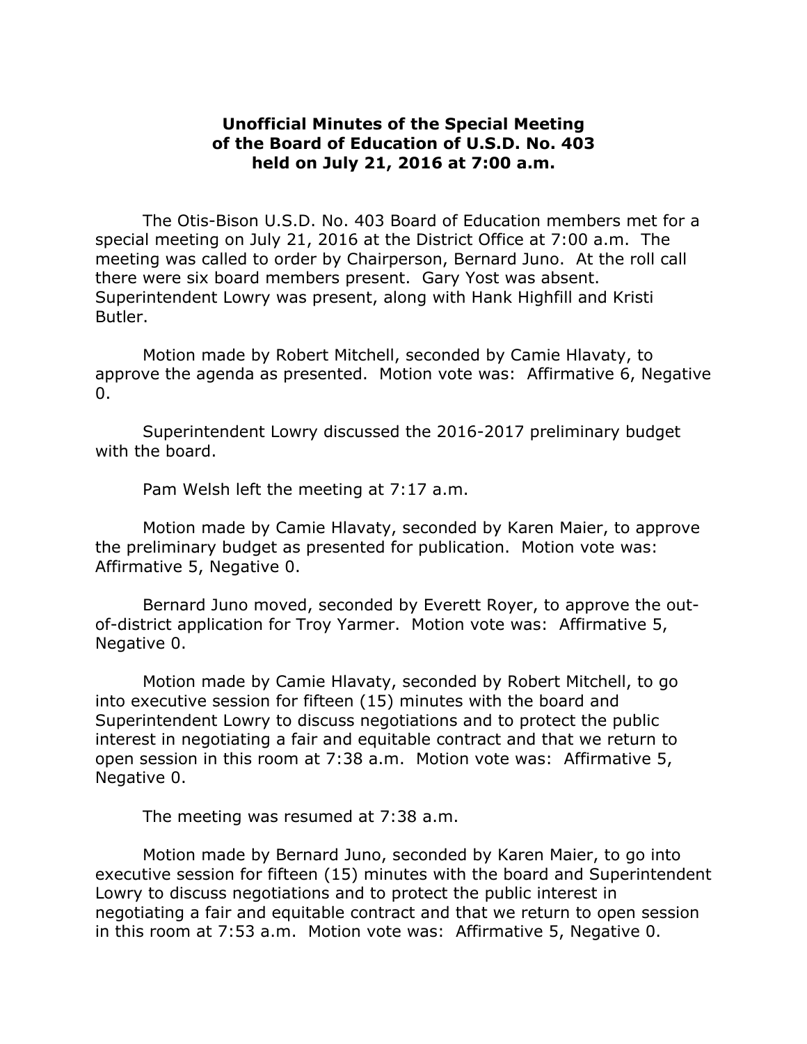**Unofficial Minutes of the Special Meeting of the Board of Education of U.S.D. No. 403 held on July 21, 2016 at 7:00 a.m.**

The Otis-Bison U.S.D. No. 403 Board of Education members met for a special meeting on July 21, 2016 at the District Office at 7:00 a.m. The meeting was called to order by Chairperson, Bernard Juno. At the roll call there were six board members present. Gary Yost was absent. Superintendent Lowry was present, along with Hank Highfill and Kristi Butler.

Motion made by Robert Mitchell, seconded by Camie Hlavaty, to approve the agenda as presented. Motion vote was: Affirmative 6, Negative 0.

Superintendent Lowry discussed the 2016-2017 preliminary budget with the board.

Pam Welsh left the meeting at 7:17 a.m.

Motion made by Camie Hlavaty, seconded by Karen Maier, to approve the preliminary budget as presented for publication. Motion vote was: Affirmative 5, Negative 0.

Bernard Juno moved, seconded by Everett Royer, to approve the out-of-district application for Troy Yarmer. Motion vote was: Affirmative 5, Negative 0.

Motion made by Camie Hlavaty, seconded by Robert Mitchell, to go into executive session for fifteen (15) minutes with the board and Superintendent Lowry to discuss negotiations and to protect the public interest in negotiating a fair and equitable contract and that we return to open session in this room at 7:38 a.m. Motion vote was: Affirmative 5, Negative 0.

The meeting was resumed at 7:38 a.m.

Motion made by Bernard Juno, seconded by Karen Maier, to go into executive session for fifteen (15) minutes with the board and Superintendent Lowry to discuss negotiations and to protect the public interest in negotiating a fair and equitable contract and that we return to open session in this room at 7:53 a.m. Motion vote was: Affirmative 5, Negative 0.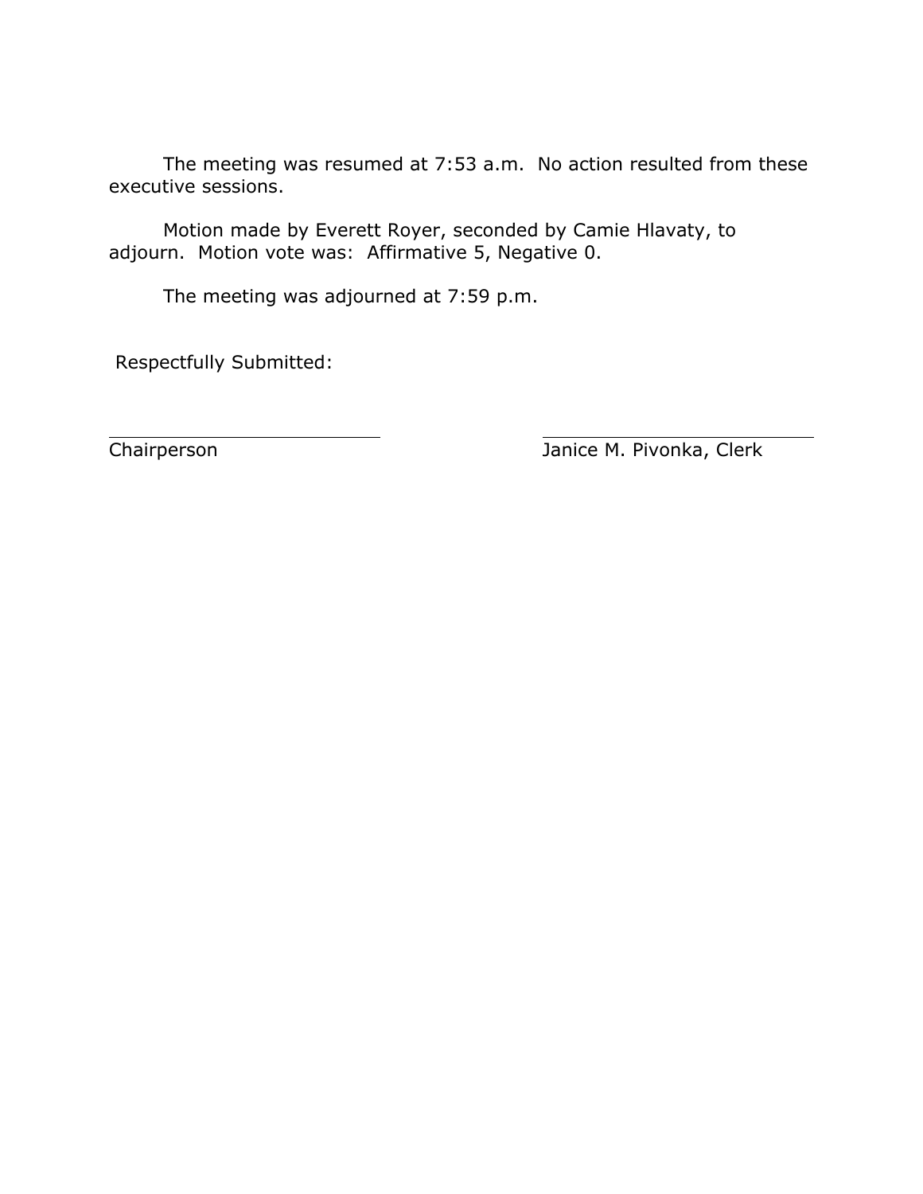The meeting was resumed at 7:53 a.m.  No action resulted from these executive sessions.

Motion made by Everett Royer, seconded by Camie Hlavaty, to adjourn.  Motion vote was:  Affirmative 5, Negative 0.

The meeting was adjourned at 7:59 p.m.

Respectfully Submitted:

| | |
|---|---|
| Chairperson | Janice M. Pivonka, Clerk |